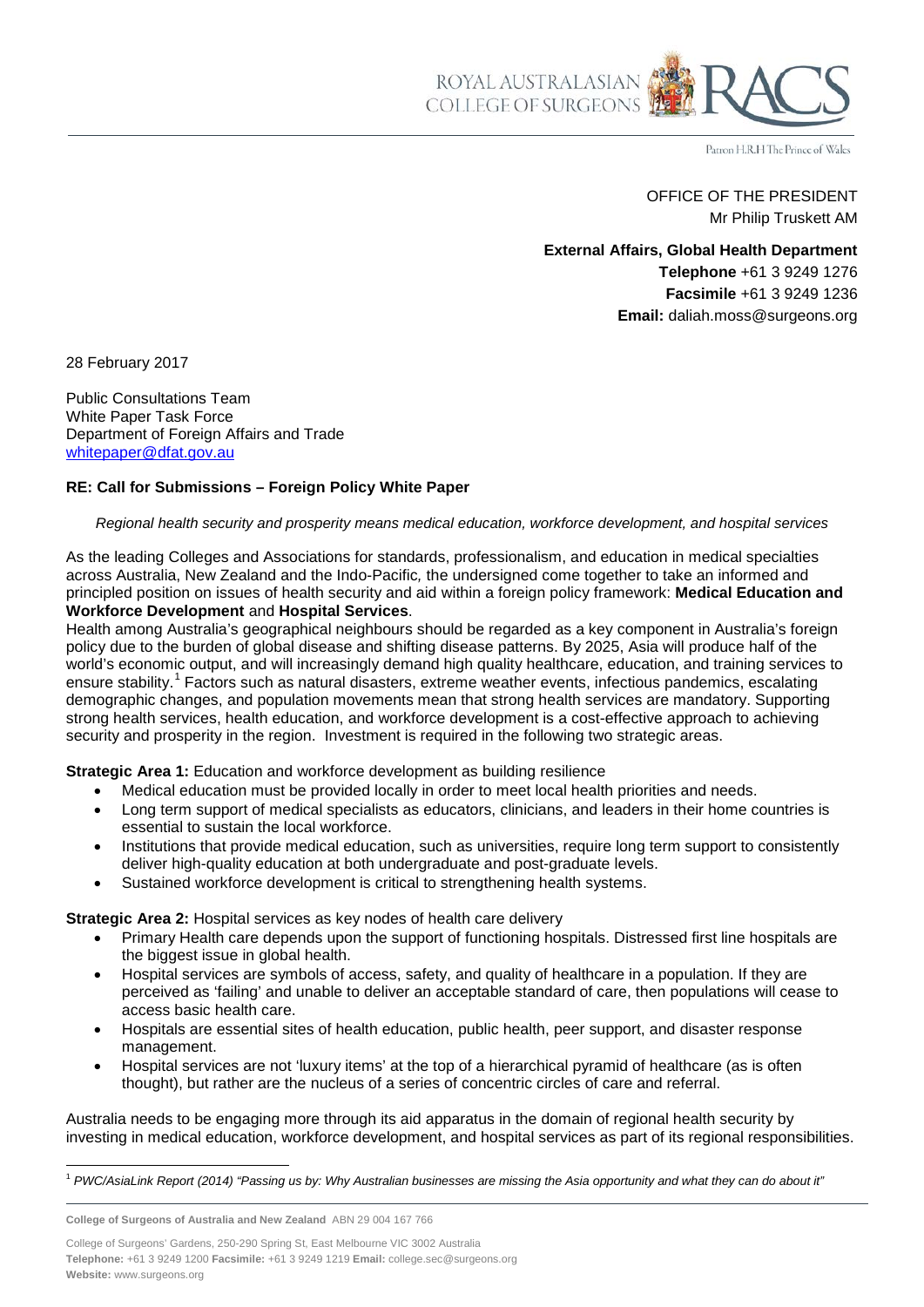ROYAL AUSTRALASIAN COLLEGE OF SURGEONS

Patron H.R.H The Prince of Wales

OFFICE OF THE PRESIDENT
Mr Philip Truskett AM

**External Affairs, Global Health Department**
**Telephone** +61 3 9249 1276
**Facsimile** +61 3 9249 1236
**Email:** daliah.moss@surgeons.org

28 February 2017

Public Consultations Team
White Paper Task Force
Department of Foreign Affairs and Trade
whitepaper@dfat.gov.au

**RE: Call for Submissions – Foreign Policy White Paper**

*Regional health security and prosperity means medical education, workforce development, and hospital services*

As the leading Colleges and Associations for standards, professionalism, and education in medical specialties across Australia, New Zealand and the Indo-Pacific*,* the undersigned come together to take an informed and principled position on issues of health security and aid within a foreign policy framework: **Medical Education and Workforce Development** and **Hospital Services**.

Health among Australia's geographical neighbours should be regarded as a key component in Australia's foreign policy due to the burden of global disease and shifting disease patterns. By 2025, Asia will produce half of the world's economic output, and will increasingly demand high quality healthcare, education, and training services to ensure stability.[1] Factors such as natural disasters, extreme weather events, infectious pandemics, escalating demographic changes, and population movements mean that strong health services are mandatory. Supporting strong health services, health education, and workforce development is a cost-effective approach to achieving security and prosperity in the region. Investment is required in the following two strategic areas.

**Strategic Area 1:** Education and workforce development as building resilience

- Medical education must be provided locally in order to meet local health priorities and needs.
- Long term support of medical specialists as educators, clinicians, and leaders in their home countries is essential to sustain the local workforce.
- Institutions that provide medical education, such as universities, require long term support to consistently deliver high-quality education at both undergraduate and post-graduate levels.
- Sustained workforce development is critical to strengthening health systems.

**Strategic Area 2:** Hospital services as key nodes of health care delivery

- Primary Health care depends upon the support of functioning hospitals. Distressed first line hospitals are the biggest issue in global health.
- Hospital services are symbols of access, safety, and quality of healthcare in a population. If they are perceived as 'failing' and unable to deliver an acceptable standard of care, then populations will cease to access basic health care.
- Hospitals are essential sites of health education, public health, peer support, and disaster response management.
- Hospital services are not 'luxury items' at the top of a hierarchical pyramid of healthcare (as is often thought), but rather are the nucleus of a series of concentric circles of care and referral.

Australia needs to be engaging more through its aid apparatus in the domain of regional health security by investing in medical education, workforce development, and hospital services as part of its regional responsibilities.

[1] *PWC/AsiaLink Report (2014) "Passing us by: Why Australian businesses are missing the Asia opportunity and what they can do about it"*

**College of Surgeons of Australia and New Zealand** ABN 29 004 167 766

College of Surgeons' Gardens, 250-290 Spring St, East Melbourne VIC 3002 Australia
**Telephone:** +61 3 9249 1200 **Facsimile:** +61 3 9249 1219 **Email:** college.sec@surgeons.org
**Website:** www.surgeons.org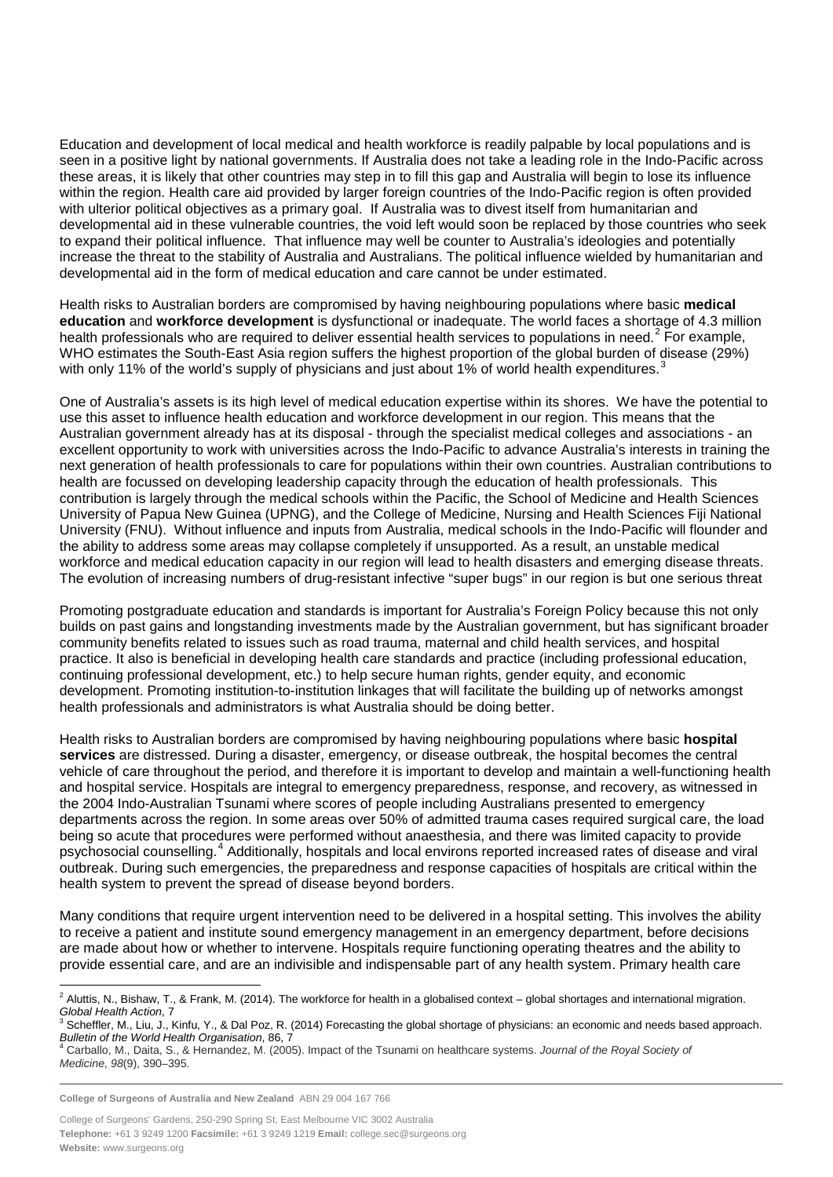Education and development of local medical and health workforce is readily palpable by local populations and is seen in a positive light by national governments. If Australia does not take a leading role in the Indo-Pacific across these areas, it is likely that other countries may step in to fill this gap and Australia will begin to lose its influence within the region. Health care aid provided by larger foreign countries of the Indo-Pacific region is often provided with ulterior political objectives as a primary goal. If Australia was to divest itself from humanitarian and developmental aid in these vulnerable countries, the void left would soon be replaced by those countries who seek to expand their political influence. That influence may well be counter to Australia's ideologies and potentially increase the threat to the stability of Australia and Australians. The political influence wielded by humanitarian and developmental aid in the form of medical education and care cannot be under estimated.

Health risks to Australian borders are compromised by having neighbouring populations where basic **medical education** and **workforce development** is dysfunctional or inadequate. The world faces a shortage of 4.3 million health professionals who are required to deliver essential health services to populations in need.[2] For example, WHO estimates the South-East Asia region suffers the highest proportion of the global burden of disease (29%) with only 11% of the world's supply of physicians and just about 1% of world health expenditures.[3]

One of Australia's assets is its high level of medical education expertise within its shores. We have the potential to use this asset to influence health education and workforce development in our region. This means that the Australian government already has at its disposal - through the specialist medical colleges and associations - an excellent opportunity to work with universities across the Indo-Pacific to advance Australia's interests in training the next generation of health professionals to care for populations within their own countries. Australian contributions to health are focussed on developing leadership capacity through the education of health professionals. This contribution is largely through the medical schools within the Pacific, the School of Medicine and Health Sciences University of Papua New Guinea (UPNG), and the College of Medicine, Nursing and Health Sciences Fiji National University (FNU). Without influence and inputs from Australia, medical schools in the Indo-Pacific will flounder and the ability to address some areas may collapse completely if unsupported. As a result, an unstable medical workforce and medical education capacity in our region will lead to health disasters and emerging disease threats. The evolution of increasing numbers of drug-resistant infective "super bugs" in our region is but one serious threat

Promoting postgraduate education and standards is important for Australia's Foreign Policy because this not only builds on past gains and longstanding investments made by the Australian government, but has significant broader community benefits related to issues such as road trauma, maternal and child health services, and hospital practice. It also is beneficial in developing health care standards and practice (including professional education, continuing professional development, etc.) to help secure human rights, gender equity, and economic development. Promoting institution-to-institution linkages that will facilitate the building up of networks amongst health professionals and administrators is what Australia should be doing better.

Health risks to Australian borders are compromised by having neighbouring populations where basic **hospital services** are distressed. During a disaster, emergency, or disease outbreak, the hospital becomes the central vehicle of care throughout the period, and therefore it is important to develop and maintain a well-functioning health and hospital service. Hospitals are integral to emergency preparedness, response, and recovery, as witnessed in the 2004 Indo-Australian Tsunami where scores of people including Australians presented to emergency departments across the region. In some areas over 50% of admitted trauma cases required surgical care, the load being so acute that procedures were performed without anaesthesia, and there was limited capacity to provide psychosocial counselling.[4] Additionally, hospitals and local environs reported increased rates of disease and viral outbreak. During such emergencies, the preparedness and response capacities of hospitals are critical within the health system to prevent the spread of disease beyond borders.

Many conditions that require urgent intervention need to be delivered in a hospital setting. This involves the ability to receive a patient and institute sound emergency management in an emergency department, before decisions are made about how or whether to intervene. Hospitals require functioning operating theatres and the ability to provide essential care, and are an indivisible and indispensable part of any health system. Primary health care

---

[2] Aluttis, N., Bishaw, T., & Frank, M. (2014). The workforce for health in a globalised context – global shortages and international migration. *Global Health Action*, 7

[3] Scheffler, M., Liu, J., Kinfu, Y., & Dal Poz, R. (2014) Forecasting the global shortage of physicians: an economic and needs based approach. *Bulletin of the World Health Organisation*, 86, 7

[4] Carballo, M., Daita, S., & Hernandez, M. (2005). Impact of the Tsunami on healthcare systems. *Journal of the Royal Society of Medicine*, *98*(9), 390–395.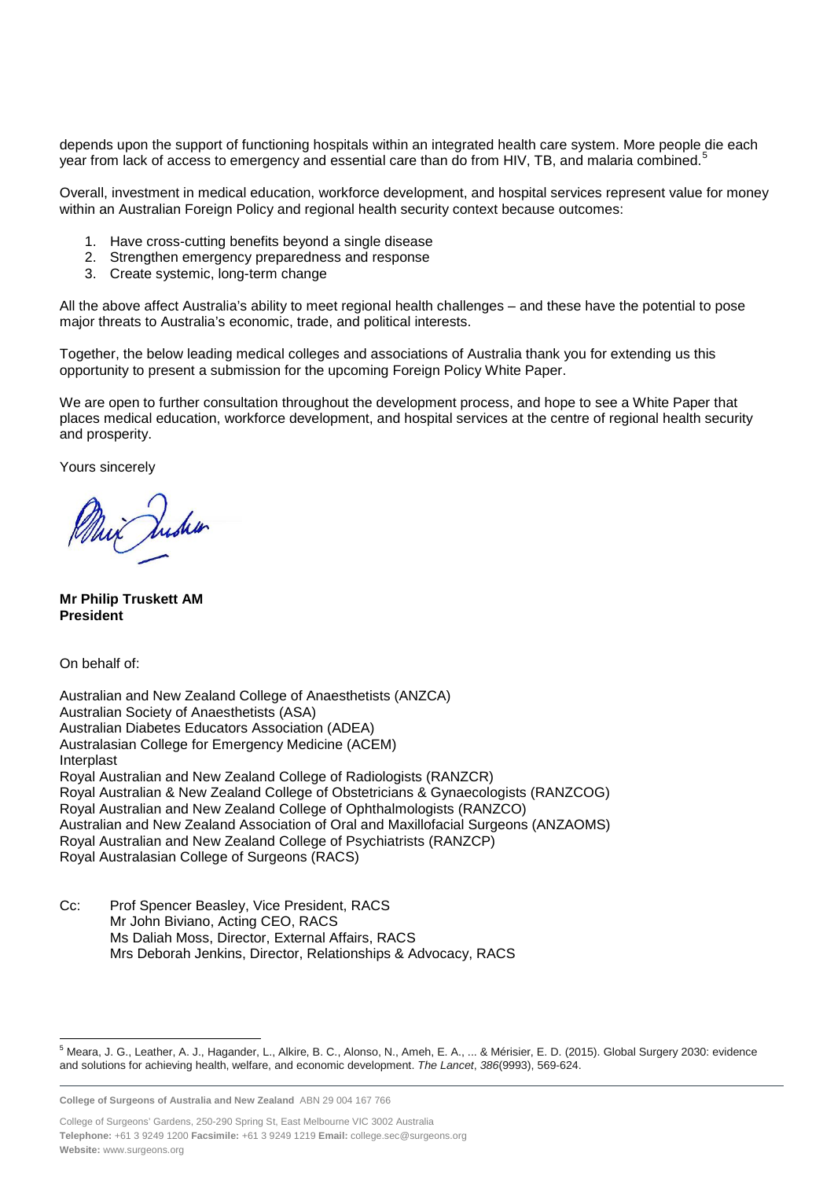depends upon the support of functioning hospitals within an integrated health care system. More people die each year from lack of access to emergency and essential care than do from HIV, TB, and malaria combined.[5]

Overall, investment in medical education, workforce development, and hospital services represent value for money within an Australian Foreign Policy and regional health security context because outcomes:

1. Have cross-cutting benefits beyond a single disease
2. Strengthen emergency preparedness and response
3. Create systemic, long-term change

All the above affect Australia's ability to meet regional health challenges – and these have the potential to pose major threats to Australia's economic, trade, and political interests.

Together, the below leading medical colleges and associations of Australia thank you for extending us this opportunity to present a submission for the upcoming Foreign Policy White Paper.

We are open to further consultation throughout the development process, and hope to see a White Paper that places medical education, workforce development, and hospital services at the centre of regional health security and prosperity.

Yours sincerely

**Mr Philip Truskett AM**
**President**

On behalf of:

Australian and New Zealand College of Anaesthetists (ANZCA)
Australian Society of Anaesthetists (ASA)
Australian Diabetes Educators Association (ADEA)
Australasian College for Emergency Medicine (ACEM)
Interplast
Royal Australian and New Zealand College of Radiologists (RANZCR)
Royal Australian & New Zealand College of Obstetricians & Gynaecologists (RANZCOG)
Royal Australian and New Zealand College of Ophthalmologists (RANZCO)
Australian and New Zealand Association of Oral and Maxillofacial Surgeons (ANZAOMS)
Royal Australian and New Zealand College of Psychiatrists (RANZCP)
Royal Australasian College of Surgeons (RACS)

Cc: Prof Spencer Beasley, Vice President, RACS
Mr John Biviano, Acting CEO, RACS
Ms Daliah Moss, Director, External Affairs, RACS
Mrs Deborah Jenkins, Director, Relationships & Advocacy, RACS

[5] Meara, J. G., Leather, A. J., Hagander, L., Alkire, B. C., Alonso, N., Ameh, E. A., ... & Mérisier, E. D. (2015). Global Surgery 2030: evidence and solutions for achieving health, welfare, and economic development. *The Lancet*, *386*(9993), 569-624.